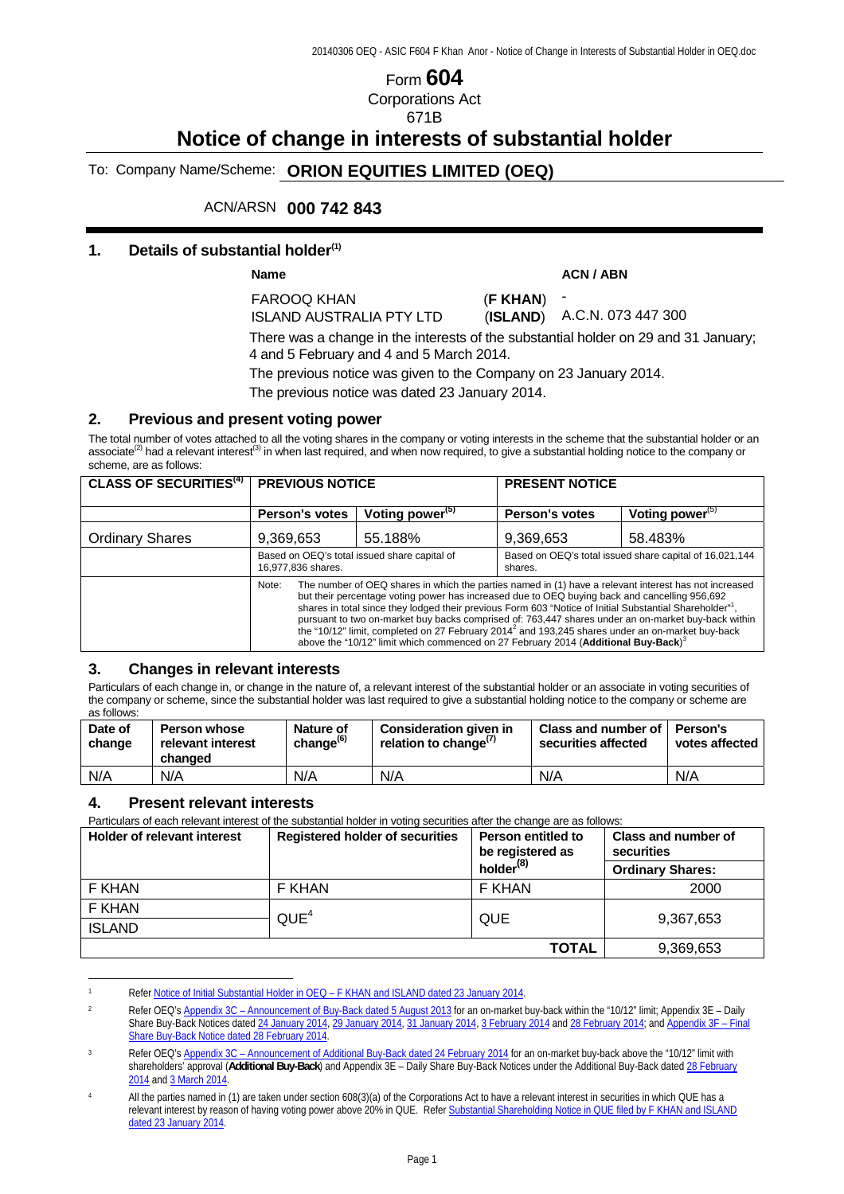# Form 604

Corporations Act
671B

# Notice of change in interests of substantial holder

To: Company Name/Scheme: **ORION EQUITIES LIMITED (OEQ)**

ACN/ARSN **000 742 843**

## 1. Details of substantial holder[(1)]

| Name | | ACN / ABN |
|---|---|---|
| FAROOQ KHAN | (**F KHAN**) | - |
| ISLAND AUSTRALIA PTY LTD | (**ISLAND**) | A.C.N. 073 447 300 |

There was a change in the interests of the substantial holder on 29 and 31 January; 4 and 5 February and 4 and 5 March 2014.

The previous notice was given to the Company on 23 January 2014.

The previous notice was dated 23 January 2014.

## 2. Previous and present voting power

The total number of votes attached to all the voting shares in the company or voting interests in the scheme that the substantial holder or an associate[(2)] had a relevant interest[(3)] in when last required, and when now required, to give a substantial holding notice to the company or scheme, are as follows:

| CLASS OF SECURITIES[(4)] | PREVIOUS NOTICE | | PRESENT NOTICE | |
|---|---|---|---|---|
| | **Person's votes** | **Voting power[(5)]** | **Person's votes** | **Voting power[(5)]** |
| Ordinary Shares | 9,369,653 | 55.188% | 9,369,653 | 58.483% |
| | Based on OEQ's total issued share capital of 16,977,836 shares. | | Based on OEQ's total issued share capital of 16,021,144 shares. | |
| | Note: The number of OEQ shares in which the parties named in (1) have a relevant interest has not increased but their percentage voting power has increased due to OEQ buying back and cancelling 956,692 shares in total since they lodged their previous Form 603 "Notice of Initial Substantial Shareholder"[1], pursuant to two on-market buy backs comprised of: 763,447 shares under an on-market buy-back within the "10/12" limit, completed on 27 February 2014[2] and 193,245 shares under an on-market buy-back above the "10/12" limit which commenced on 27 February 2014 (**Additional Buy-Back**)[3] | | | |

## 3. Changes in relevant interests

Particulars of each change in, or change in the nature of, a relevant interest of the substantial holder or an associate in voting securities of the company or scheme, since the substantial holder was last required to give a substantial holding notice to the company or scheme are as follows:

| Date of change | Person whose relevant interest changed | Nature of change[(6)] | Consideration given in relation to change[(7)] | Class and number of securities affected | Person's votes affected |
|---|---|---|---|---|---|
| N/A | N/A | N/A | N/A | N/A | N/A |

## 4. Present relevant interests

Particulars of each relevant interest of the substantial holder in voting securities after the change are as follows:

| Holder of relevant interest | Registered holder of securities | Person entitled to be registered as holder[(8)] | Class and number of securities |
|---|---|---|---|
| | | | **Ordinary Shares:** |
| F KHAN | F KHAN | F KHAN | 2000 |
| F KHAN | QUE[4] | QUE | 9,367,653 |
| ISLAND | | | |
| | | **TOTAL** | 9,369,653 |

---

[1] Refer Notice of Initial Substantial Holder in OEQ – F KHAN and ISLAND dated 23 January 2014.

[2] Refer OEQ's Appendix 3C – Announcement of Buy-Back dated 5 August 2013 for an on-market buy-back within the "10/12" limit; Appendix 3E – Daily Share Buy-Back Notices dated 24 January 2014, 29 January 2014, 31 January 2014, 3 February 2014 and 28 February 2014; and Appendix 3F – Final Share Buy-Back Notice dated 28 February 2014.

[3] Refer OEQ's Appendix 3C – Announcement of Additional Buy-Back dated 24 February 2014 for an on-market buy-back above the "10/12" limit with shareholders' approval (**Additional Buy-Back**) and Appendix 3E – Daily Share Buy-Back Notices under the Additional Buy-Back dated 28 February 2014 and 3 March 2014.

[4] All the parties named in (1) are taken under section 608(3)(a) of the Corporations Act to have a relevant interest in securities in which QUE has a relevant interest by reason of having voting power above 20% in QUE. Refer Substantial Shareholding Notice in QUE filed by F KHAN and ISLAND dated 23 January 2014.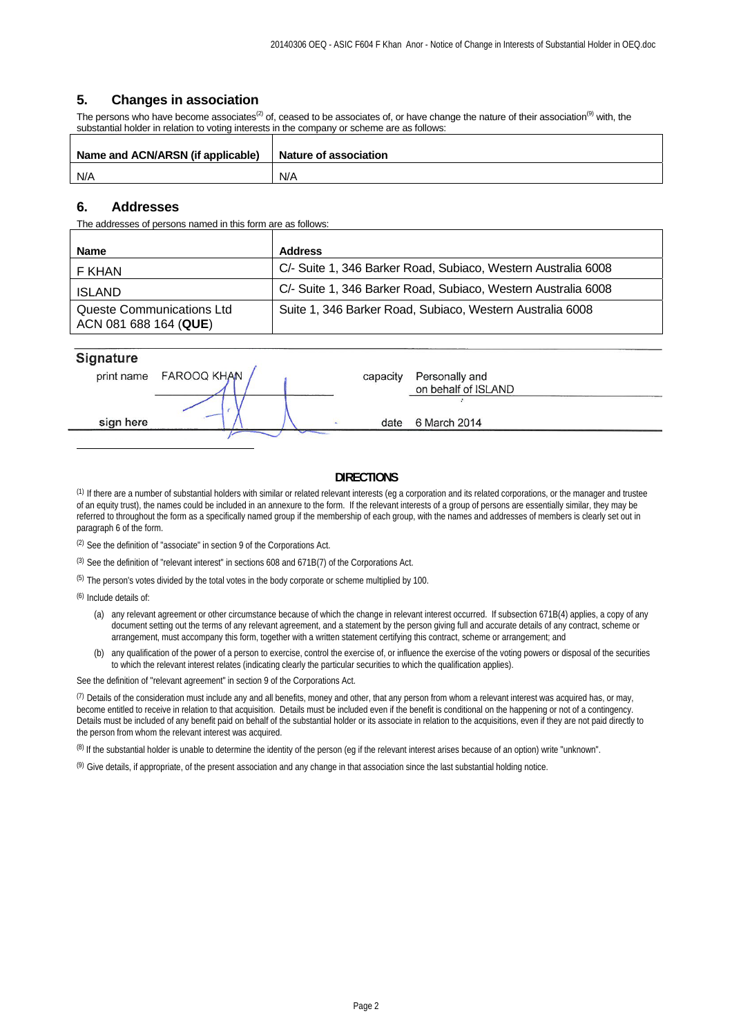## 5. Changes in association

The persons who have become associates[2] of, ceased to be associates of, or have change the nature of their association[9] with, the substantial holder in relation to voting interests in the company or scheme are as follows:

| Name and ACN/ARSN (if applicable) | Nature of association |
| --- | --- |
| N/A | N/A |

## 6. Addresses

The addresses of persons named in this form are as follows:

| Name | Address |
| --- | --- |
| F KHAN | C/- Suite 1, 346 Barker Road, Subiaco, Western Australia 6008 |
| ISLAND | C/- Suite 1, 346 Barker Road, Subiaco, Western Australia 6008 |
| Queste Communications Ltd ACN 081 688 164 (**QUE**) | Suite 1, 346 Barker Road, Subiaco, Western Australia 6008 |

## Signature

| | | | |
| --- | --- | --- | --- |
| print name | FAROOQ KHAN | capacity | Personally and on behalf of ISLAND |
| sign here | | date | 6 March 2014 |

### DIRECTIONS

[1] If there are a number of substantial holders with similar or related relevant interests (eg a corporation and its related corporations, or the manager and trustee of an equity trust), the names could be included in an annexure to the form. If the relevant interests of a group of persons are essentially similar, they may be referred to throughout the form as a specifically named group if the membership of each group, with the names and addresses of members is clearly set out in paragraph 6 of the form.

[2] See the definition of "associate" in section 9 of the Corporations Act.

[3] See the definition of "relevant interest" in sections 608 and 671B(7) of the Corporations Act.

[5] The person's votes divided by the total votes in the body corporate or scheme multiplied by 100.

[6] Include details of:

(a) any relevant agreement or other circumstance because of which the change in relevant interest occurred. If subsection 671B(4) applies, a copy of any document setting out the terms of any relevant agreement, and a statement by the person giving full and accurate details of any contract, scheme or arrangement, must accompany this form, together with a written statement certifying this contract, scheme or arrangement; and

(b) any qualification of the power of a person to exercise, control the exercise of, or influence the exercise of the voting powers or disposal of the securities to which the relevant interest relates (indicating clearly the particular securities to which the qualification applies).

See the definition of "relevant agreement" in section 9 of the Corporations Act.

[7] Details of the consideration must include any and all benefits, money and other, that any person from whom a relevant interest was acquired has, or may, become entitled to receive in relation to that acquisition. Details must be included even if the benefit is conditional on the happening or not of a contingency. Details must be included of any benefit paid on behalf of the substantial holder or its associate in relation to the acquisitions, even if they are not paid directly to the person from whom the relevant interest was acquired.

[8] If the substantial holder is unable to determine the identity of the person (eg if the relevant interest arises because of an option) write "unknown".

[9] Give details, if appropriate, of the present association and any change in that association since the last substantial holding notice.